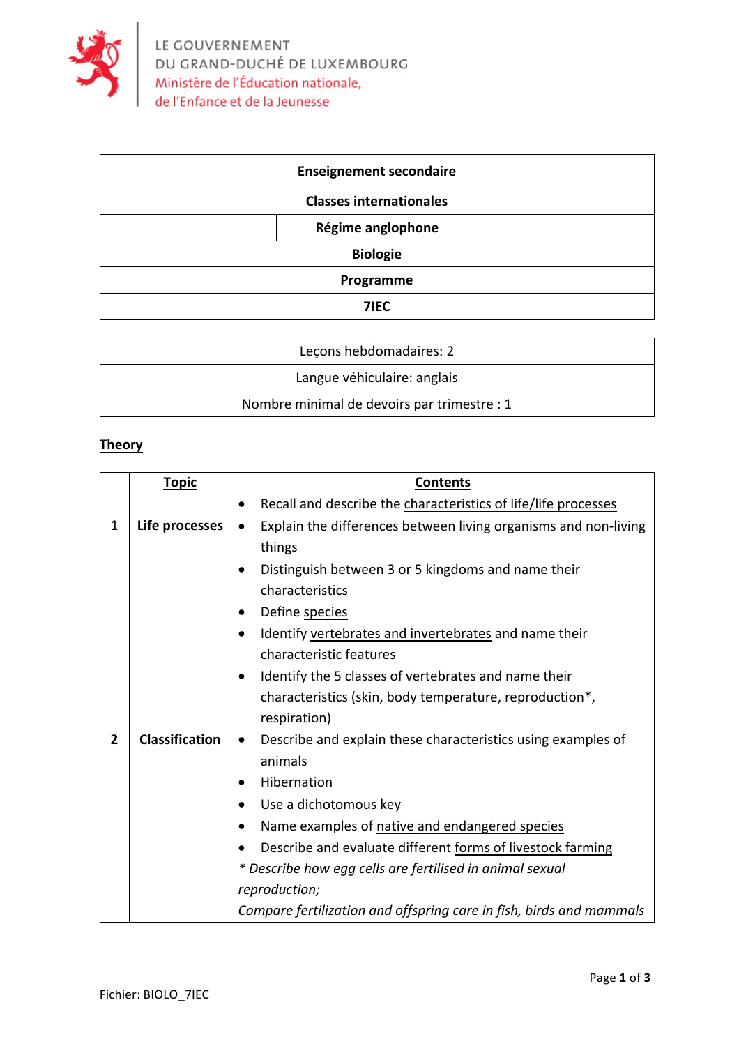LE GOUVERNEMENT
DU GRAND-DUCHÉ DE LUXEMBOURG
Ministère de l'Éducation nationale,
de l'Enfance et de la Jeunesse

| **Enseignement secondaire** |
|---|
| **Classes internationales** |
| **Régime anglophone** |
| **Biologie** |
| **Programme** |
| **7IEC** |

| Leçons hebdomadaires: 2 |
|---|
| Langue véhiculaire: anglais |
| Nombre minimal de devoirs par trimestre : 1 |

## Theory

| | Topic | Contents |
|---|---|---|
| **1** | **Life processes** | • Recall and describe the characteristics of life/life processes<br>• Explain the differences between living organisms and non-living things |
| **2** | **Classification** | • Distinguish between 3 or 5 kingdoms and name their characteristics<br>• Define species<br>• Identify vertebrates and invertebrates and name their characteristic features<br>• Identify the 5 classes of vertebrates and name their characteristics (skin, body temperature, reproduction*, respiration)<br>• Describe and explain these characteristics using examples of animals<br>• Hibernation<br>• Use a dichotomous key<br>• Name examples of native and endangered species<br>• Describe and evaluate different forms of livestock farming<br>*\* Describe how egg cells are fertilised in animal sexual reproduction;*<br>*Compare fertilization and offspring care in fish, birds and mammals* |

Fichier: BIOLO_7IEC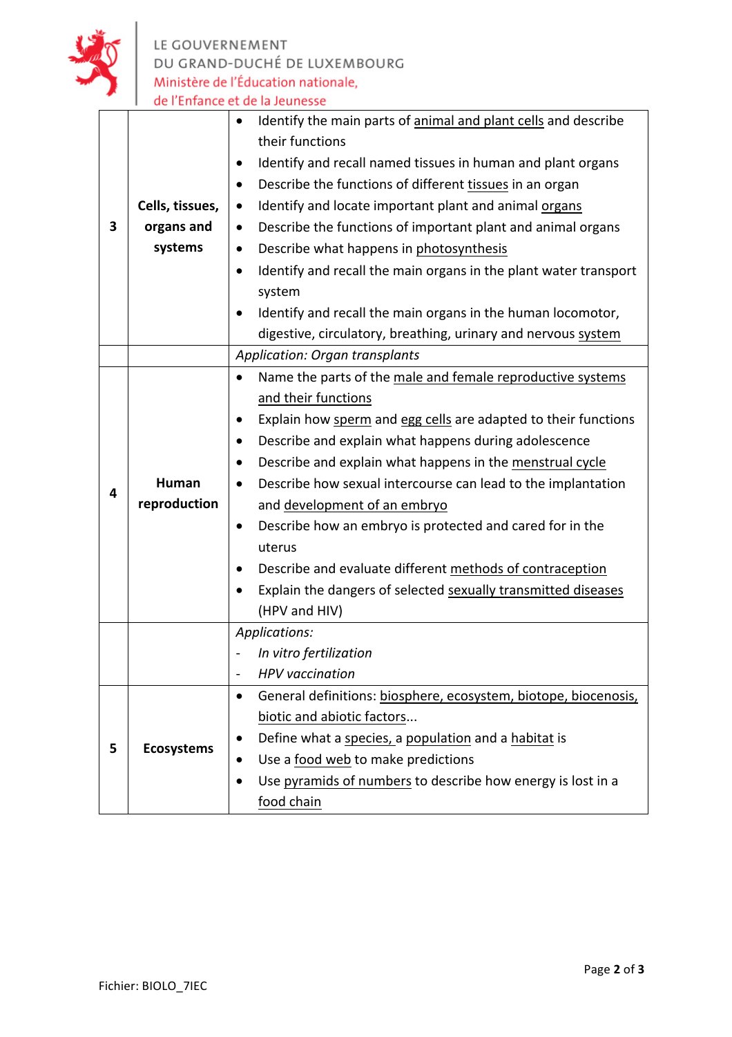| | | |
|---|---|---|
| 3 | **Cells, tissues, organs and systems** | • Identify the main parts of animal and plant cells and describe their functions<br>• Identify and recall named tissues in human and plant organs<br>• Describe the functions of different tissues in an organ<br>• Identify and locate important plant and animal organs<br>• Describe the functions of important plant and animal organs<br>• Describe what happens in photosynthesis<br>• Identify and recall the main organs in the plant water transport system<br>• Identify and recall the main organs in the human locomotor, digestive, circulatory, breathing, urinary and nervous system |
| | | *Application: Organ transplants* |
| 4 | **Human reproduction** | • Name the parts of the male and female reproductive systems and their functions<br>• Explain how sperm and egg cells are adapted to their functions<br>• Describe and explain what happens during adolescence<br>• Describe and explain what happens in the menstrual cycle<br>• Describe how sexual intercourse can lead to the implantation and development of an embryo<br>• Describe how an embryo is protected and cared for in the uterus<br>• Describe and evaluate different methods of contraception<br>• Explain the dangers of selected sexually transmitted diseases (HPV and HIV) |
| | | *Applications:*<br>- *In vitro fertilization*<br>- *HPV vaccination* |
| 5 | **Ecosystems** | • General definitions: biosphere, ecosystem, biotope, biocenosis, biotic and abiotic factors...<br>• Define what a species, a population and a habitat is<br>• Use a food web to make predictions<br>• Use pyramids of numbers to describe how energy is lost in a food chain |

Fichier: BIOLO_7IEC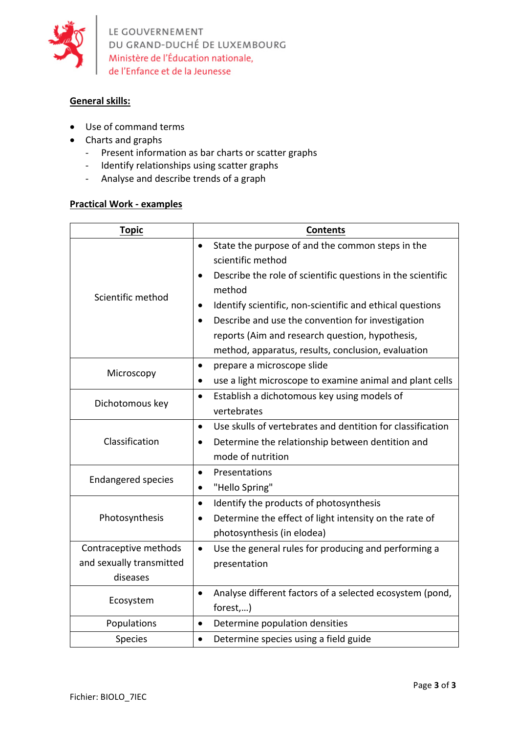**General skills:**

- Use of command terms
- Charts and graphs
  - Present information as bar charts or scatter graphs
  - Identify relationships using scatter graphs
  - Analyse and describe trends of a graph

**Practical Work - examples**

| **Topic** | **Contents** |
|---|---|
| Scientific method | • State the purpose of and the common steps in the scientific method<br>• Describe the role of scientific questions in the scientific method<br>• Identify scientific, non-scientific and ethical questions<br>• Describe and use the convention for investigation reports (Aim and research question, hypothesis, method, apparatus, results, conclusion, evaluation |
| Microscopy | • prepare a microscope slide<br>• use a light microscope to examine animal and plant cells |
| Dichotomous key | • Establish a dichotomous key using models of vertebrates |
| Classification | • Use skulls of vertebrates and dentition for classification<br>• Determine the relationship between dentition and mode of nutrition |
| Endangered species | • Presentations<br>• "Hello Spring" |
| Photosynthesis | • Identify the products of photosynthesis<br>• Determine the effect of light intensity on the rate of photosynthesis (in elodea) |
| Contraceptive methods and sexually transmitted diseases | • Use the general rules for producing and performing a presentation |
| Ecosystem | • Analyse different factors of a selected ecosystem (pond, forest,…) |
| Populations | • Determine population densities |
| Species | • Determine species using a field guide |

Fichier: BIOLO_7IEC